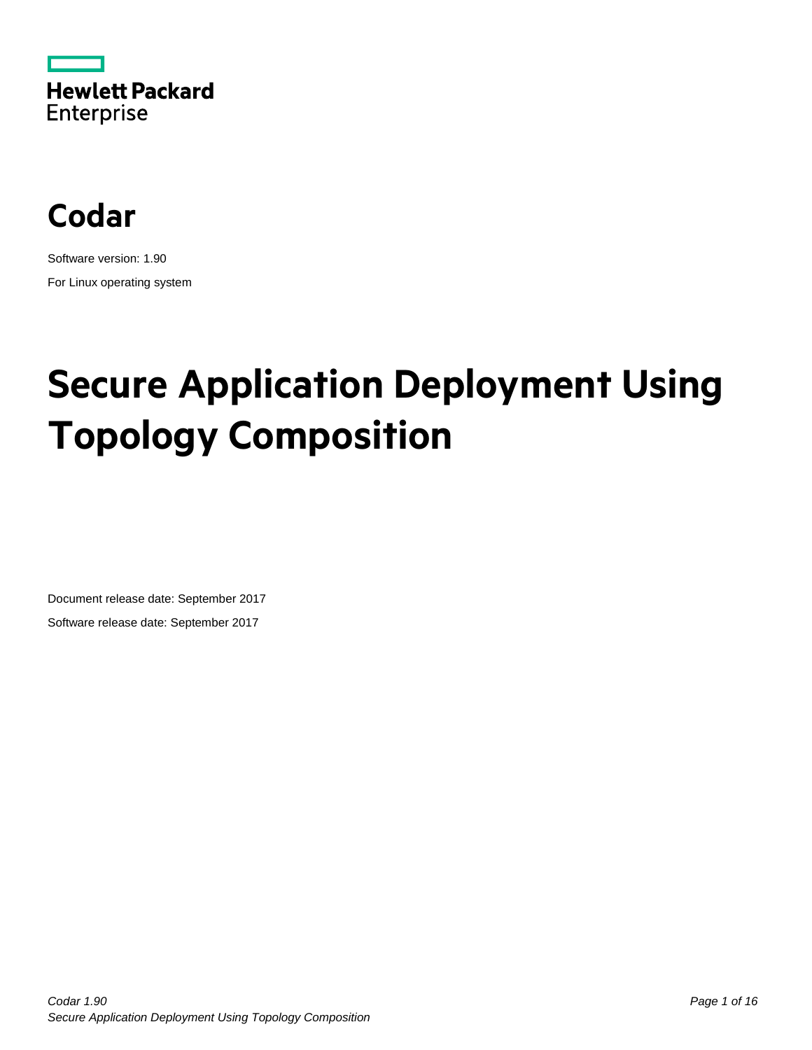Hewlett Packard Enterprise

# Codar

Software version: 1.90

For Linux operating system

# Secure Application Deployment Using Topology Composition

Document release date: September 2017

Software release date: September 2017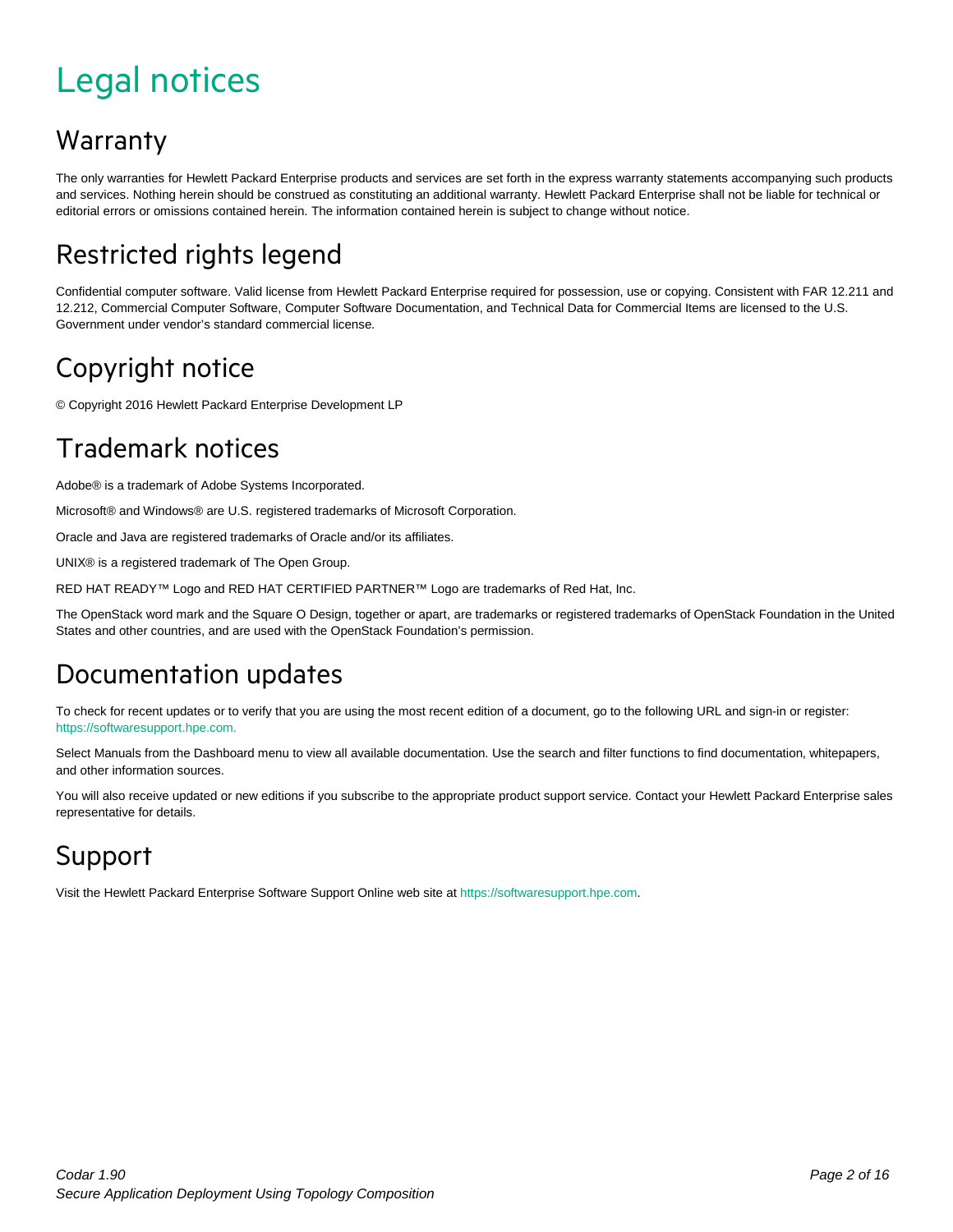# Legal notices

## Warranty

The only warranties for Hewlett Packard Enterprise products and services are set forth in the express warranty statements accompanying such products and services. Nothing herein should be construed as constituting an additional warranty. Hewlett Packard Enterprise shall not be liable for technical or editorial errors or omissions contained herein. The information contained herein is subject to change without notice.

## Restricted rights legend

Confidential computer software. Valid license from Hewlett Packard Enterprise required for possession, use or copying. Consistent with FAR 12.211 and 12.212, Commercial Computer Software, Computer Software Documentation, and Technical Data for Commercial Items are licensed to the U.S. Government under vendor's standard commercial license.

## Copyright notice

© Copyright 2016 Hewlett Packard Enterprise Development LP

## Trademark notices

Adobe® is a trademark of Adobe Systems Incorporated.

Microsoft® and Windows® are U.S. registered trademarks of Microsoft Corporation.

Oracle and Java are registered trademarks of Oracle and/or its affiliates.

UNIX® is a registered trademark of The Open Group.

RED HAT READY™ Logo and RED HAT CERTIFIED PARTNER™ Logo are trademarks of Red Hat, Inc.

The OpenStack word mark and the Square O Design, together or apart, are trademarks or registered trademarks of OpenStack Foundation in the United States and other countries, and are used with the OpenStack Foundation's permission.

## Documentation updates

To check for recent updates or to verify that you are using the most recent edition of a document, go to the following URL and sign-in or register: https://softwaresupport.hpe.com.

Select Manuals from the Dashboard menu to view all available documentation. Use the search and filter functions to find documentation, whitepapers, and other information sources.

You will also receive updated or new editions if you subscribe to the appropriate product support service. Contact your Hewlett Packard Enterprise sales representative for details.

## Support

Visit the Hewlett Packard Enterprise Software Support Online web site at https://softwaresupport.hpe.com.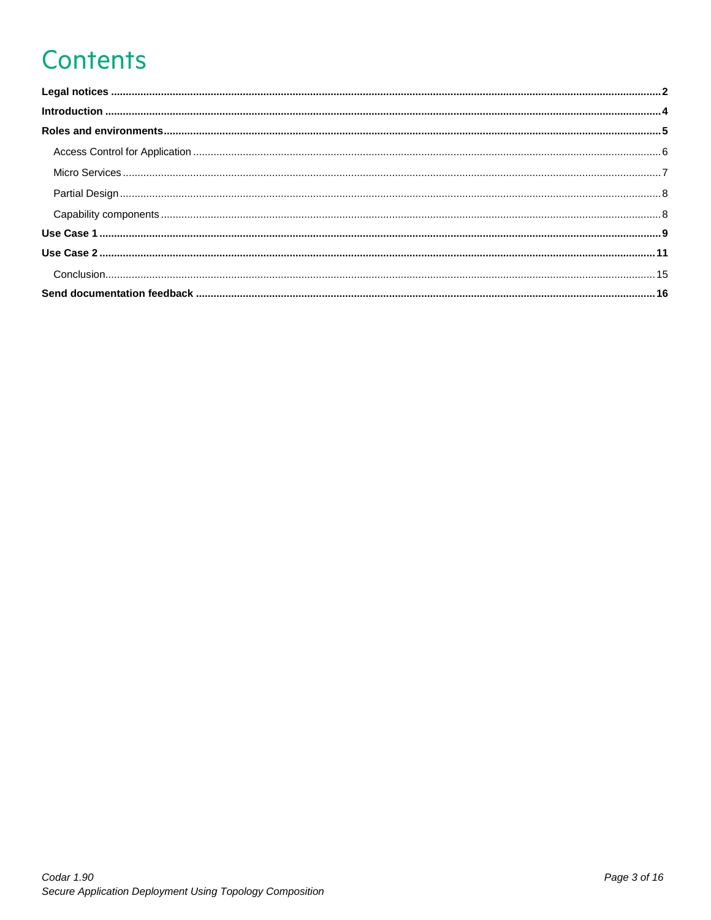# Contents

**Legal notices** .......... **2**

**Introduction** .......... **4**

**Roles and environments** .......... **5**

- Access Control for Application .......... 6
- Micro Services .......... 7
- Partial Design .......... 8
- Capability components .......... 8

**Use Case 1** .......... **9**

**Use Case 2** .......... **11**

- Conclusion .......... 15

**Send documentation feedback** .......... **16**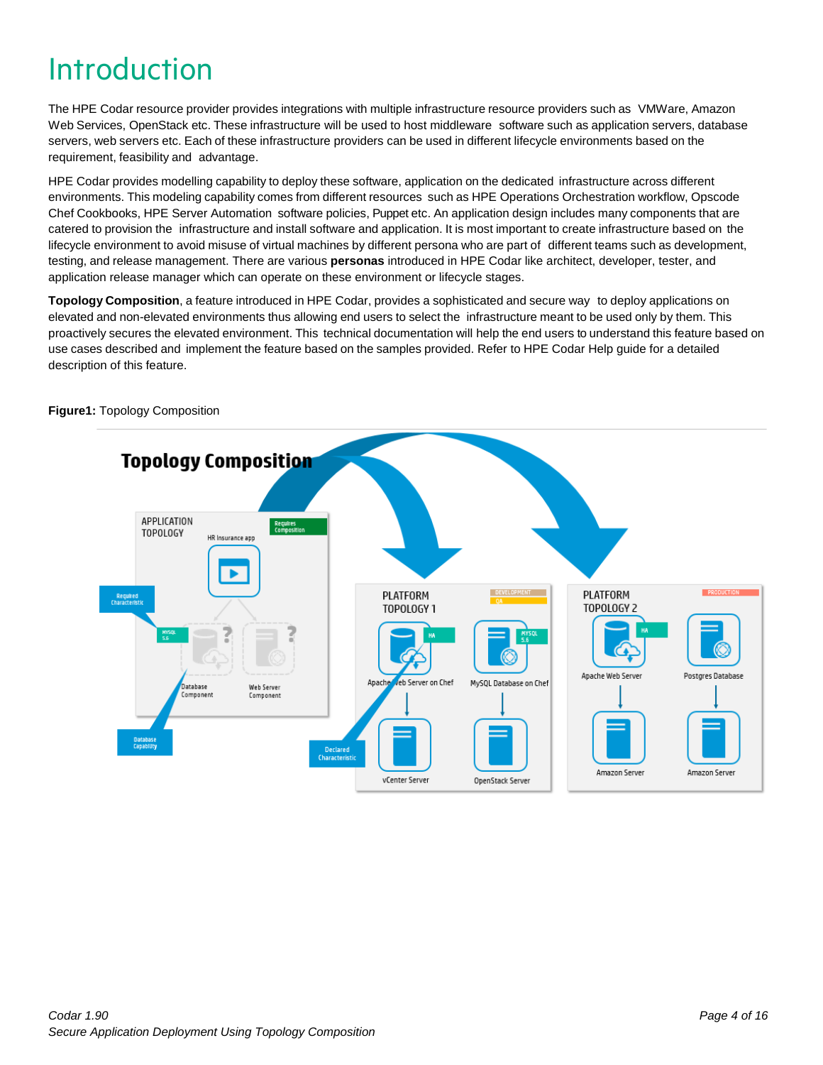# Introduction

The HPE Codar resource provider provides integrations with multiple infrastructure resource providers such as VMWare, Amazon Web Services, OpenStack etc. These infrastructure will be used to host middleware software such as application servers, database servers, web servers etc. Each of these infrastructure providers can be used in different lifecycle environments based on the requirement, feasibility and advantage.

HPE Codar provides modelling capability to deploy these software, application on the dedicated infrastructure across different environments. This modeling capability comes from different resources such as HPE Operations Orchestration workflow, Opscode Chef Cookbooks, HPE Server Automation software policies, Puppet etc. An application design includes many components that are catered to provision the infrastructure and install software and application. It is most important to create infrastructure based on the lifecycle environment to avoid misuse of virtual machines by different persona who are part of different teams such as development, testing, and release management. There are various **personas** introduced in HPE Codar like architect, developer, tester, and application release manager which can operate on these environment or lifecycle stages.

**Topology Composition**, a feature introduced in HPE Codar, provides a sophisticated and secure way to deploy applications on elevated and non-elevated environments thus allowing end users to select the infrastructure meant to be used only by them. This proactively secures the elevated environment. This technical documentation will help the end users to understand this feature based on use cases described and implement the feature based on the samples provided. Refer to HPE Codar Help guide for a detailed description of this feature.

**Figure1:** Topology Composition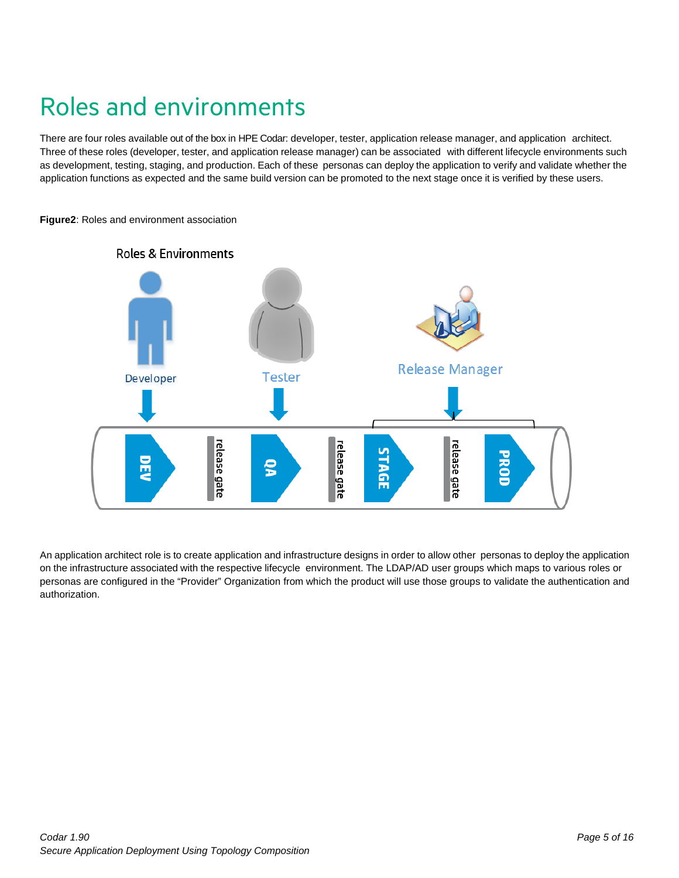# Roles and environments

There are four roles available out of the box in HPE Codar: developer, tester, application release manager, and application architect. Three of these roles (developer, tester, and application release manager) can be associated with different lifecycle environments such as development, testing, staging, and production. Each of these personas can deploy the application to verify and validate whether the application functions as expected and the same build version can be promoted to the next stage once it is verified by these users.

**Figure2**: Roles and environment association

An application architect role is to create application and infrastructure designs in order to allow other personas to deploy the application on the infrastructure associated with the respective lifecycle environment. The LDAP/AD user groups which maps to various roles or personas are configured in the “Provider” Organization from which the product will use those groups to validate the authentication and authorization.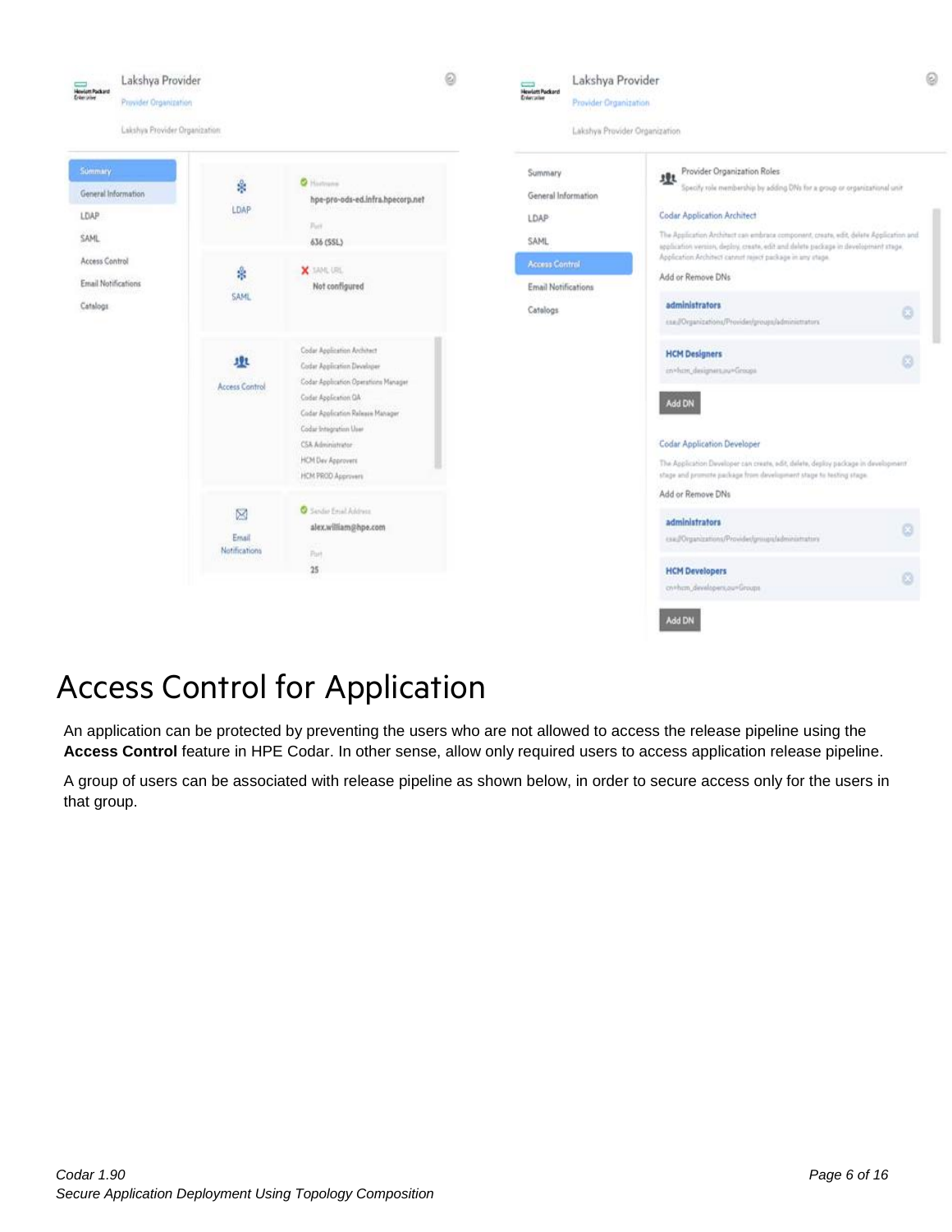# Access Control for Application

An application can be protected by preventing the users who are not allowed to access the release pipeline using the **Access Control** feature in HPE Codar. In other sense, allow only required users to access application release pipeline.

A group of users can be associated with release pipeline as shown below, in order to secure access only for the users in that group.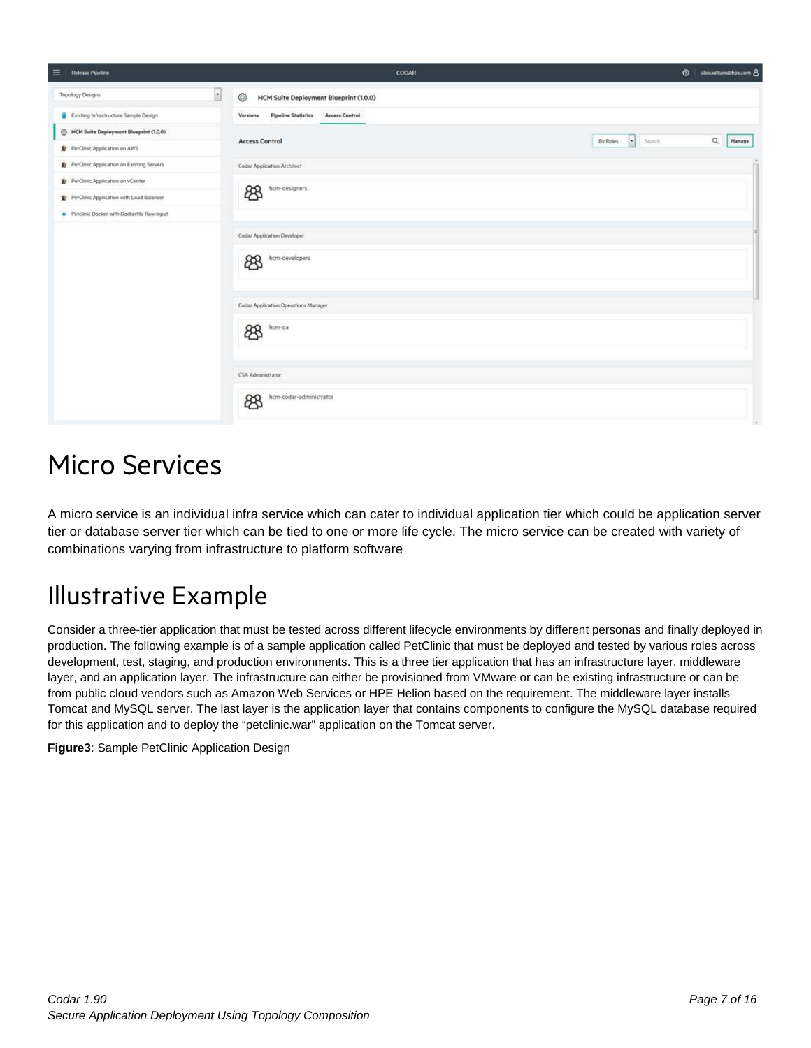# Micro Services

A micro service is an individual infra service which can cater to individual application tier which could be application server tier or database server tier which can be tied to one or more life cycle. The micro service can be created with variety of combinations varying from infrastructure to platform software

# Illustrative Example

Consider a three-tier application that must be tested across different lifecycle environments by different personas and finally deployed in production. The following example is of a sample application called PetClinic that must be deployed and tested by various roles across development, test, staging, and production environments. This is a three tier application that has an infrastructure layer, middleware layer, and an application layer. The infrastructure can either be provisioned from VMware or can be existing infrastructure or can be from public cloud vendors such as Amazon Web Services or HPE Helion based on the requirement. The middleware layer installs Tomcat and MySQL server. The last layer is the application layer that contains components to configure the MySQL database required for this application and to deploy the "petclinic.war" application on the Tomcat server.

**Figure3**: Sample PetClinic Application Design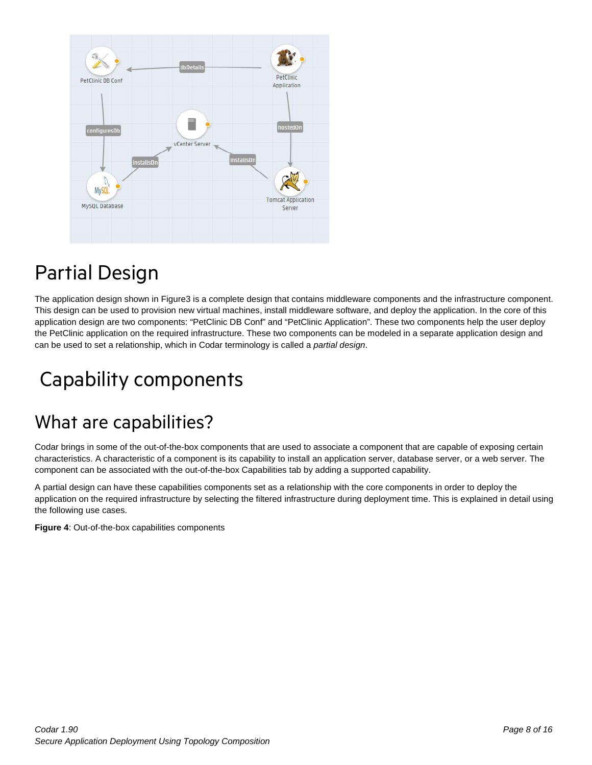# Partial Design

The application design shown in Figure3 is a complete design that contains middleware components and the infrastructure component. This design can be used to provision new virtual machines, install middleware software, and deploy the application. In the core of this application design are two components: “PetClinic DB Conf” and “PetClinic Application”. These two components help the user deploy the PetClinic application on the required infrastructure. These two components can be modeled in a separate application design and can be used to set a relationship, which in Codar terminology is called a *partial design*.

# Capability components

## What are capabilities?

Codar brings in some of the out-of-the-box components that are used to associate a component that are capable of exposing certain characteristics. A characteristic of a component is its capability to install an application server, database server, or a web server. The component can be associated with the out-of-the-box Capabilities tab by adding a supported capability.

A partial design can have these capabilities components set as a relationship with the core components in order to deploy the application on the required infrastructure by selecting the filtered infrastructure during deployment time. This is explained in detail using the following use cases.

**Figure 4**: Out-of-the-box capabilities components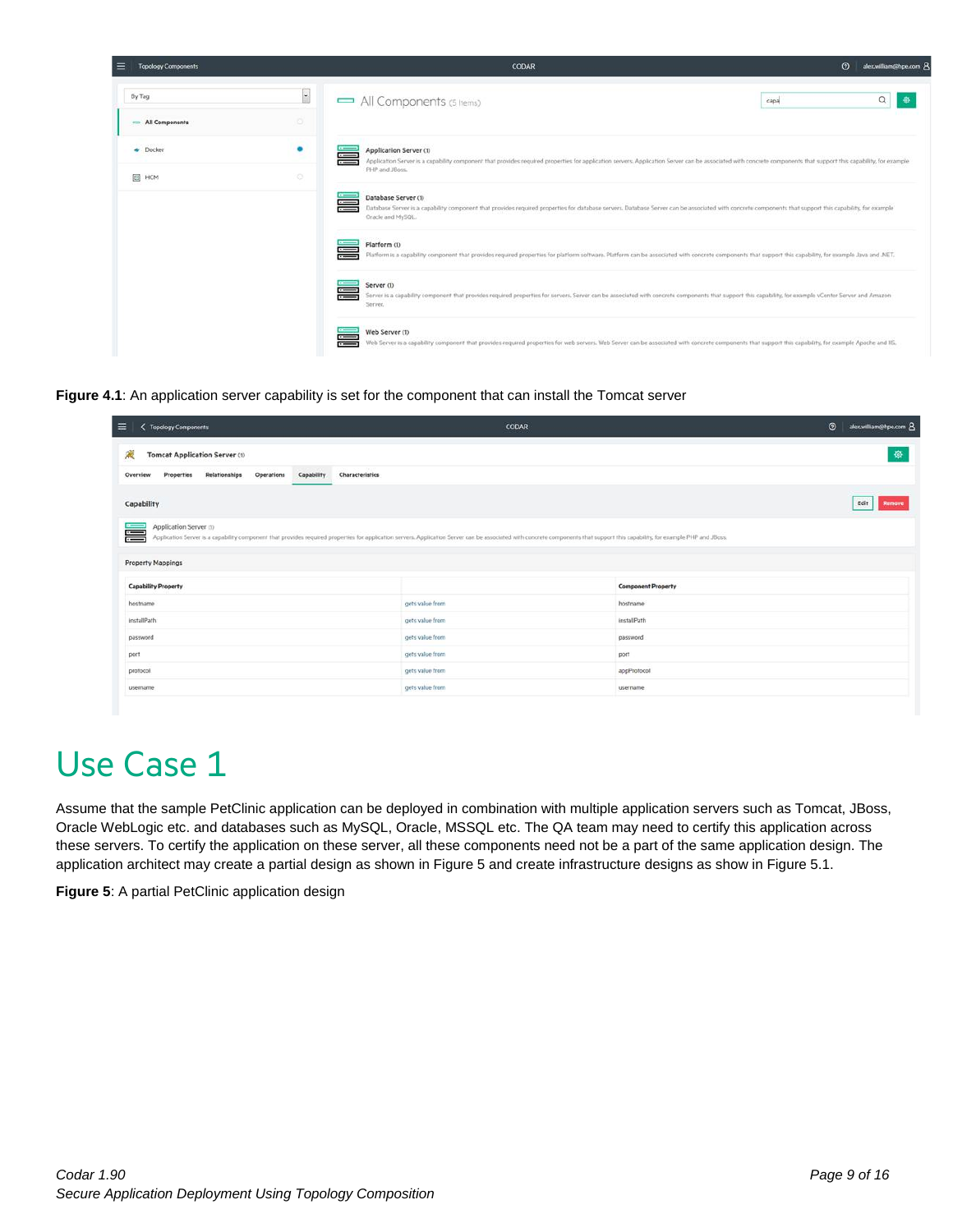**Figure 4.1**: An application server capability is set for the component that can install the Tomcat server

# Use Case 1

Assume that the sample PetClinic application can be deployed in combination with multiple application servers such as Tomcat, JBoss, Oracle WebLogic etc. and databases such as MySQL, Oracle, MSSQL etc. The QA team may need to certify this application across these servers. To certify the application on these server, all these components need not be a part of the same application design. The application architect may create a partial design as shown in Figure 5 and create infrastructure designs as show in Figure 5.1.

**Figure 5**: A partial PetClinic application design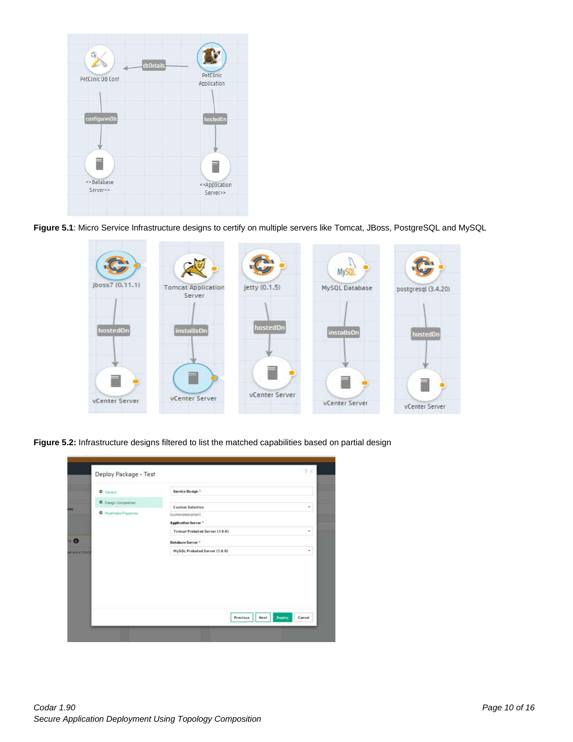**Figure 5.1**: Micro Service Infrastructure designs to certify on multiple servers like Tomcat, JBoss, PostgreSQL and MySQL

**Figure 5.2:** Infrastructure designs filtered to list the matched capabilities based on partial design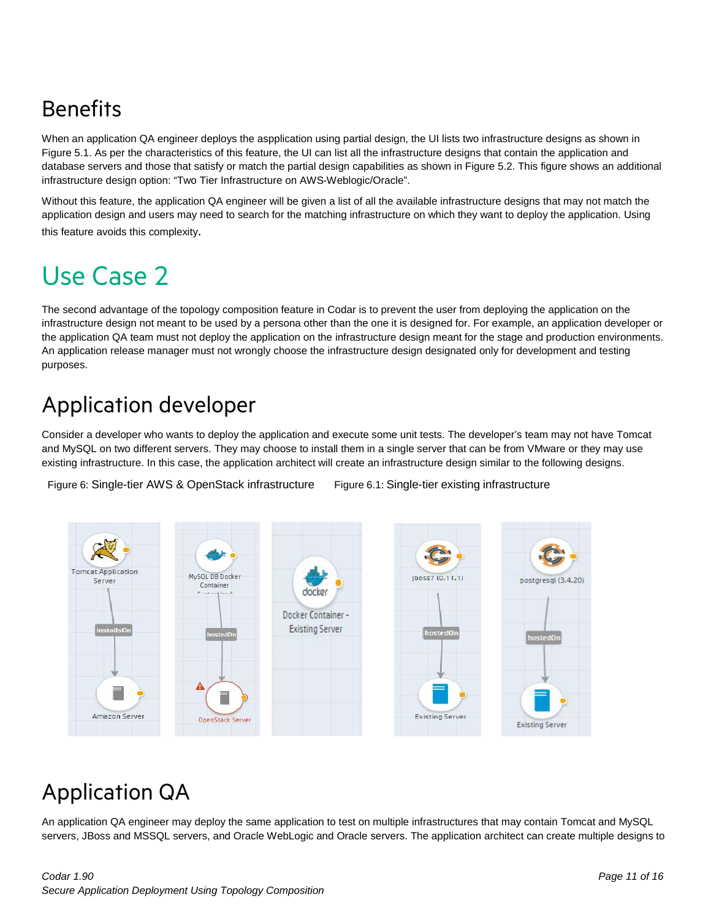# Benefits

When an application QA engineer deploys the aspplication using partial design, the UI lists two infrastructure designs as shown in Figure 5.1. As per the characteristics of this feature, the UI can list all the infrastructure designs that contain the application and database servers and those that satisfy or match the partial design capabilities as shown in Figure 5.2. This figure shows an additional infrastructure design option: "Two Tier Infrastructure on AWS-Weblogic/Oracle".

Without this feature, the application QA engineer will be given a list of all the available infrastructure designs that may not match the application design and users may need to search for the matching infrastructure on which they want to deploy the application. Using this feature avoids this complexity.

# Use Case 2

The second advantage of the topology composition feature in Codar is to prevent the user from deploying the application on the infrastructure design not meant to be used by a persona other than the one it is designed for. For example, an application developer or the application QA team must not deploy the application on the infrastructure design meant for the stage and production environments. An application release manager must not wrongly choose the infrastructure design designated only for development and testing purposes.

# Application developer

Consider a developer who wants to deploy the application and execute some unit tests. The developer's team may not have Tomcat and MySQL on two different servers. They may choose to install them in a single server that can be from VMware or they may use existing infrastructure. In this case, the application architect will create an infrastructure design similar to the following designs.

Figure 6: Single-tier AWS & OpenStack infrastructure

Figure 6.1: Single-tier existing infrastructure

# Application QA

An application QA engineer may deploy the same application to test on multiple infrastructures that may contain Tomcat and MySQL servers, JBoss and MSSQL servers, and Oracle WebLogic and Oracle servers. The application architect can create multiple designs to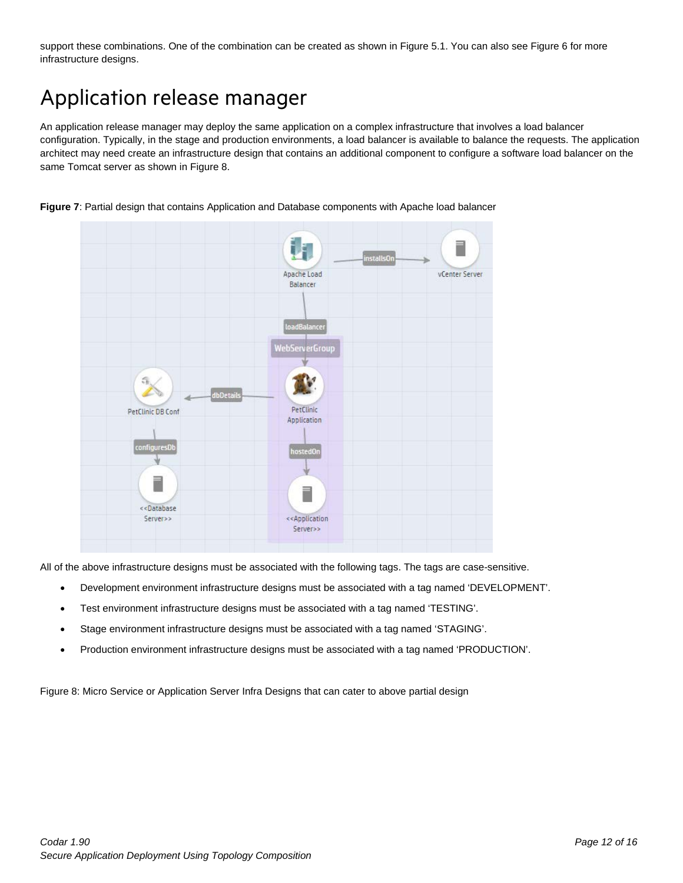support these combinations. One of the combination can be created as shown in Figure 5.1. You can also see Figure 6 for more infrastructure designs.

# Application release manager

An application release manager may deploy the same application on a complex infrastructure that involves a load balancer configuration. Typically, in the stage and production environments, a load balancer is available to balance the requests. The application architect may need create an infrastructure design that contains an additional component to configure a software load balancer on the same Tomcat server as shown in Figure 8.

**Figure 7**: Partial design that contains Application and Database components with Apache load balancer

All of the above infrastructure designs must be associated with the following tags. The tags are case-sensitive.

- Development environment infrastructure designs must be associated with a tag named ‘DEVELOPMENT’.
- Test environment infrastructure designs must be associated with a tag named ‘TESTING’.
- Stage environment infrastructure designs must be associated with a tag named ‘STAGING’.
- Production environment infrastructure designs must be associated with a tag named ‘PRODUCTION’.

Figure 8: Micro Service or Application Server Infra Designs that can cater to above partial design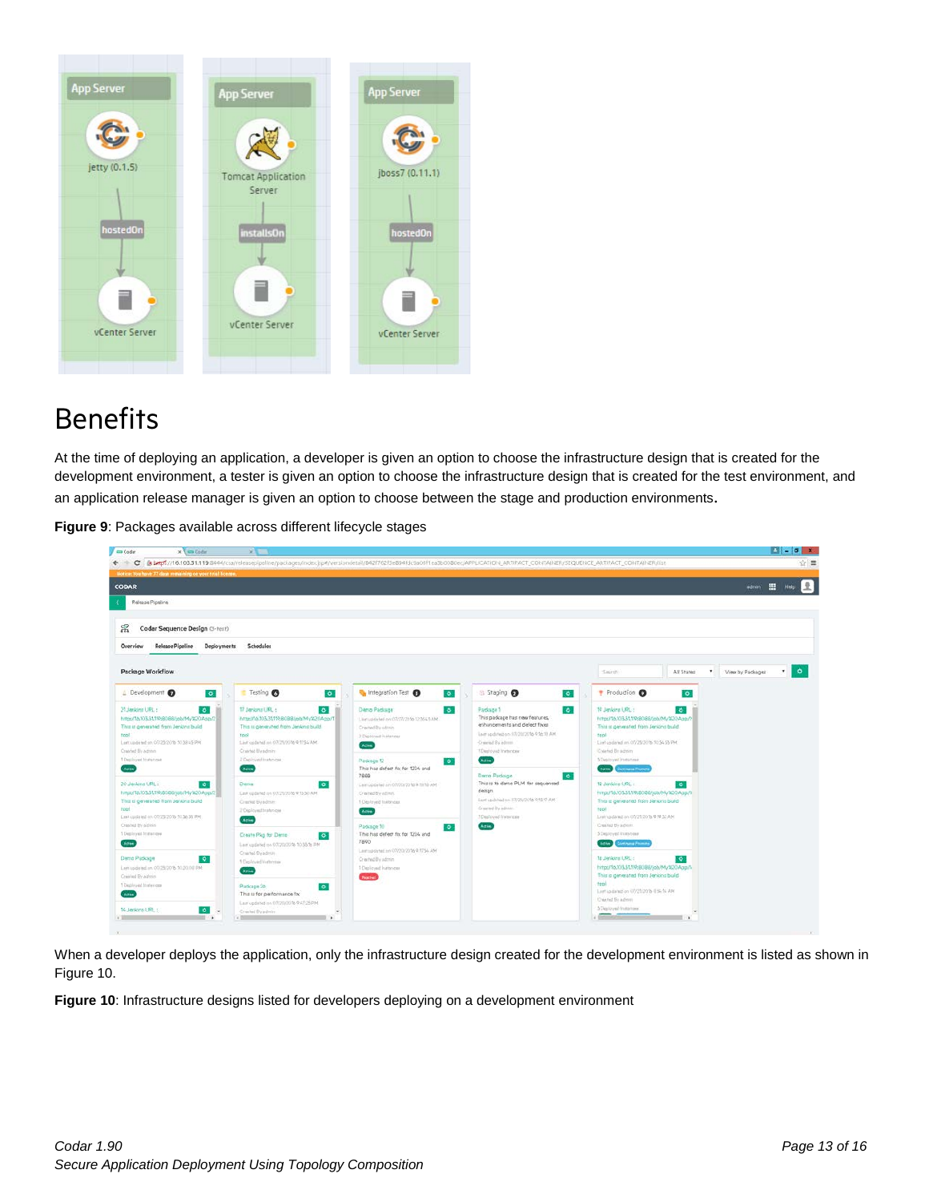# Benefits

At the time of deploying an application, a developer is given an option to choose the infrastructure design that is created for the development environment, a tester is given an option to choose the infrastructure design that is created for the test environment, and an application release manager is given an option to choose between the stage and production environments.

**Figure 9**: Packages available across different lifecycle stages

When a developer deploys the application, only the infrastructure design created for the development environment is listed as shown in Figure 10.

**Figure 10**: Infrastructure designs listed for developers deploying on a development environment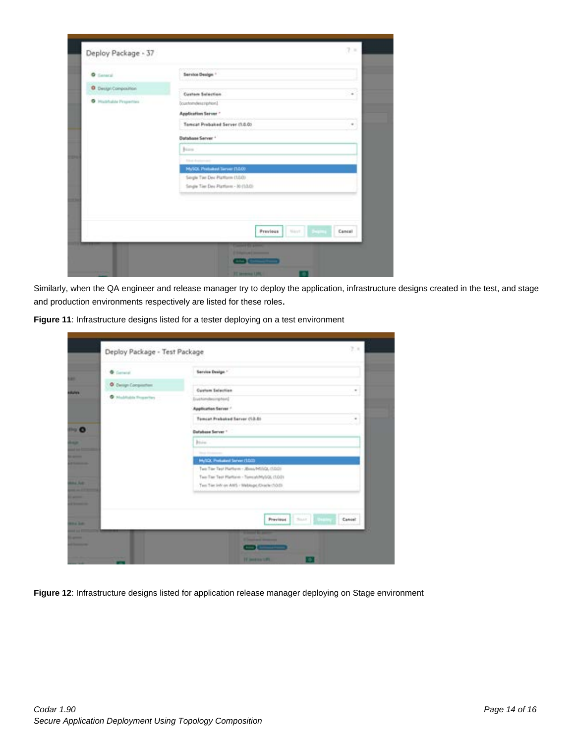Similarly, when the QA engineer and release manager try to deploy the application, infrastructure designs created in the test, and stage and production environments respectively are listed for these roles**.**

**Figure 11**: Infrastructure designs listed for a tester deploying on a test environment

**Figure 12**: Infrastructure designs listed for application release manager deploying on Stage environment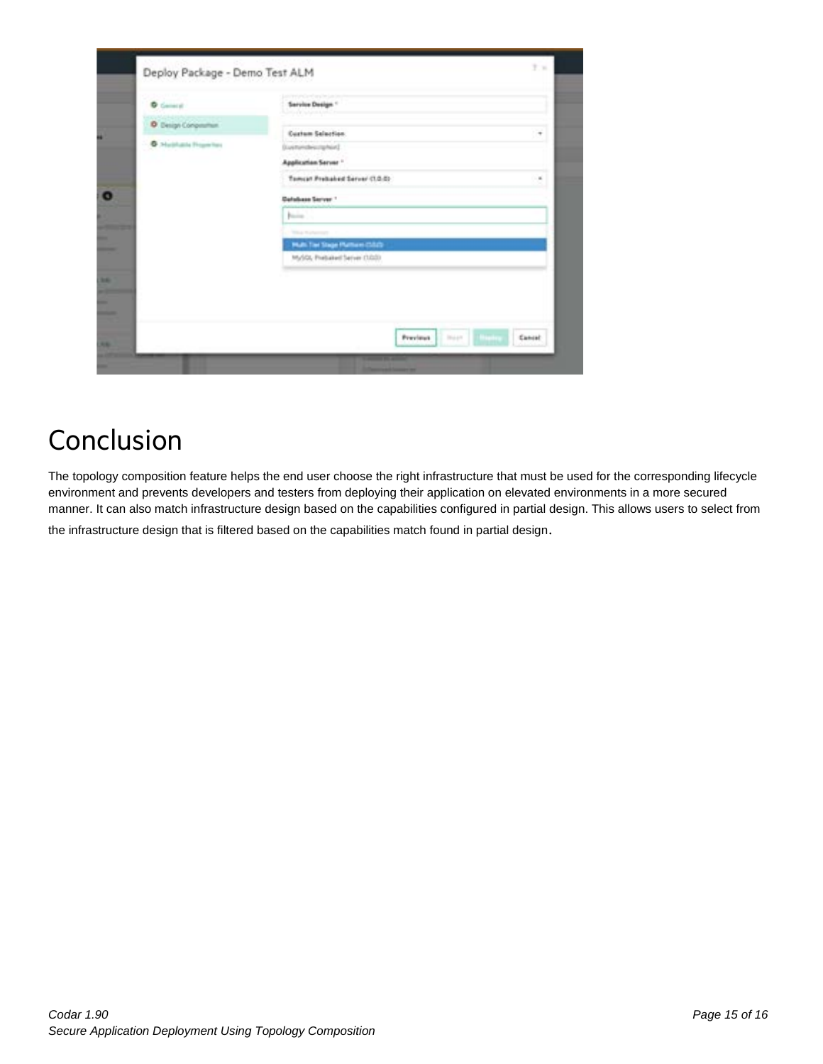# Conclusion

The topology composition feature helps the end user choose the right infrastructure that must be used for the corresponding lifecycle environment and prevents developers and testers from deploying their application on elevated environments in a more secured manner. It can also match infrastructure design based on the capabilities configured in partial design. This allows users to select from the infrastructure design that is filtered based on the capabilities match found in partial design.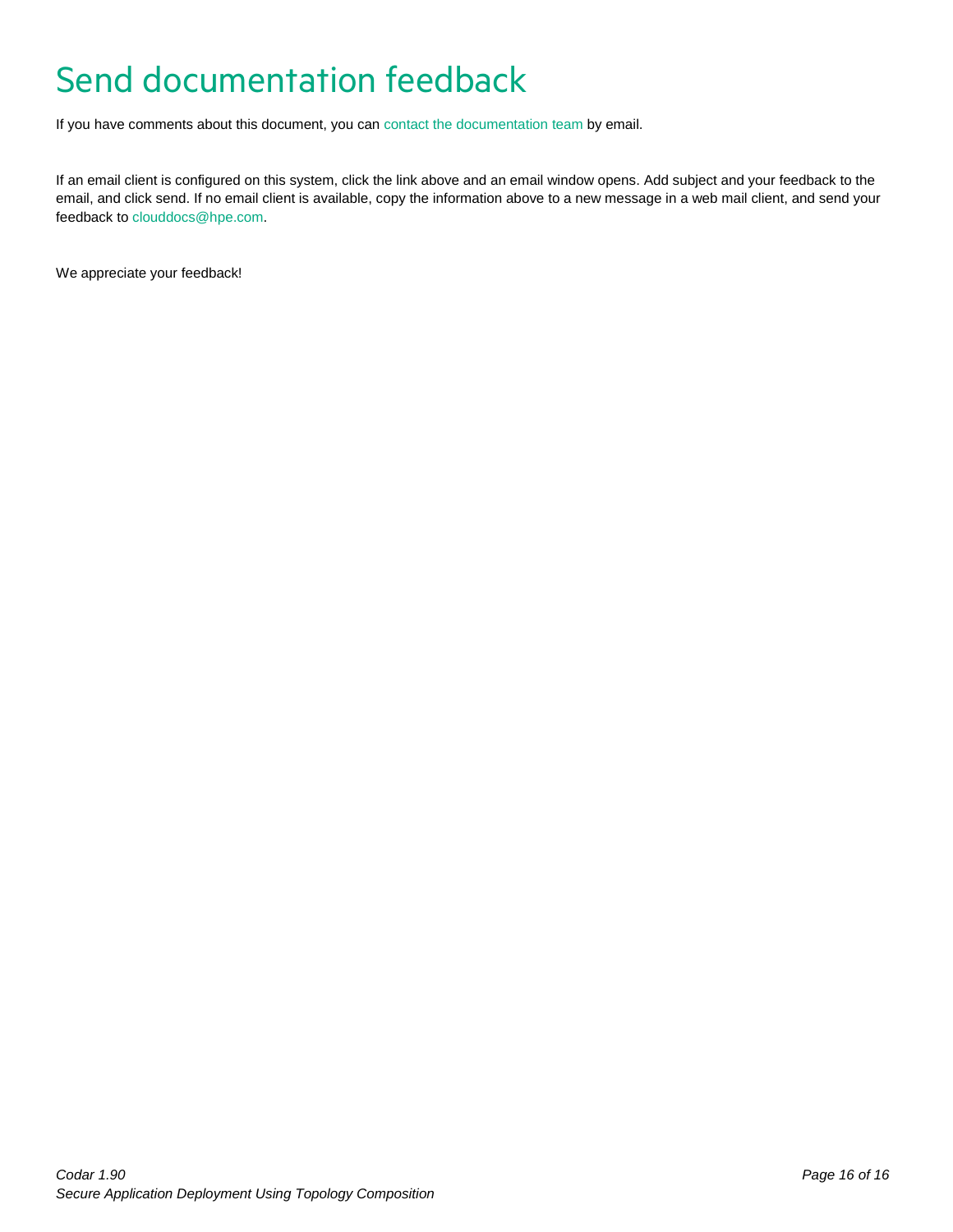# Send documentation feedback

If you have comments about this document, you can contact the documentation team by email.

If an email client is configured on this system, click the link above and an email window opens. Add subject and your feedback to the email, and click send. If no email client is available, copy the information above to a new message in a web mail client, and send your feedback to clouddocs@hpe.com.

We appreciate your feedback!